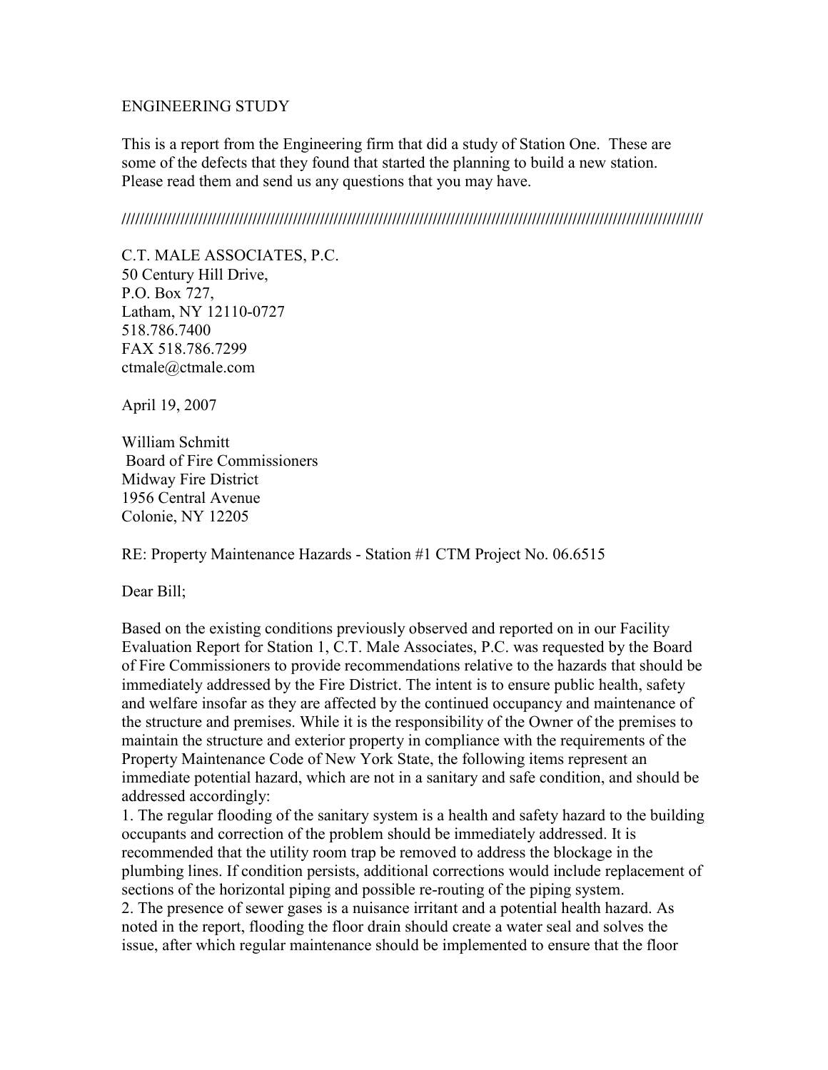ENGINEERING STUDY

This is a report from the Engineering firm that did a study of Station One. These are some of the defects that they found that started the planning to build a new station. Please read them and send us any questions that you may have.

////////////////////////////////////////////////////////////////////////////////////////////////////////////////////////////////////////////////

C.T. MALE ASSOCIATES, P.C.
50 Century Hill Drive,
P.O. Box 727,
Latham, NY 12110-0727
518.786.7400
FAX 518.786.7299
ctmale@ctmale.com

April 19, 2007

William Schmitt
Board of Fire Commissioners
Midway Fire District
1956 Central Avenue
Colonie, NY 12205

RE: Property Maintenance Hazards - Station #1 CTM Project No. 06.6515

Dear Bill;

Based on the existing conditions previously observed and reported on in our Facility Evaluation Report for Station 1, C.T. Male Associates, P.C. was requested by the Board of Fire Commissioners to provide recommendations relative to the hazards that should be immediately addressed by the Fire District. The intent is to ensure public health, safety and welfare insofar as they are affected by the continued occupancy and maintenance of the structure and premises. While it is the responsibility of the Owner of the premises to maintain the structure and exterior property in compliance with the requirements of the Property Maintenance Code of New York State, the following items represent an immediate potential hazard, which are not in a sanitary and safe condition, and should be addressed accordingly:

1. The regular flooding of the sanitary system is a health and safety hazard to the building occupants and correction of the problem should be immediately addressed. It is recommended that the utility room trap be removed to address the blockage in the plumbing lines. If condition persists, additional corrections would include replacement of sections of the horizontal piping and possible re-routing of the piping system.
2. The presence of sewer gases is a nuisance irritant and a potential health hazard. As noted in the report, flooding the floor drain should create a water seal and solves the issue, after which regular maintenance should be implemented to ensure that the floor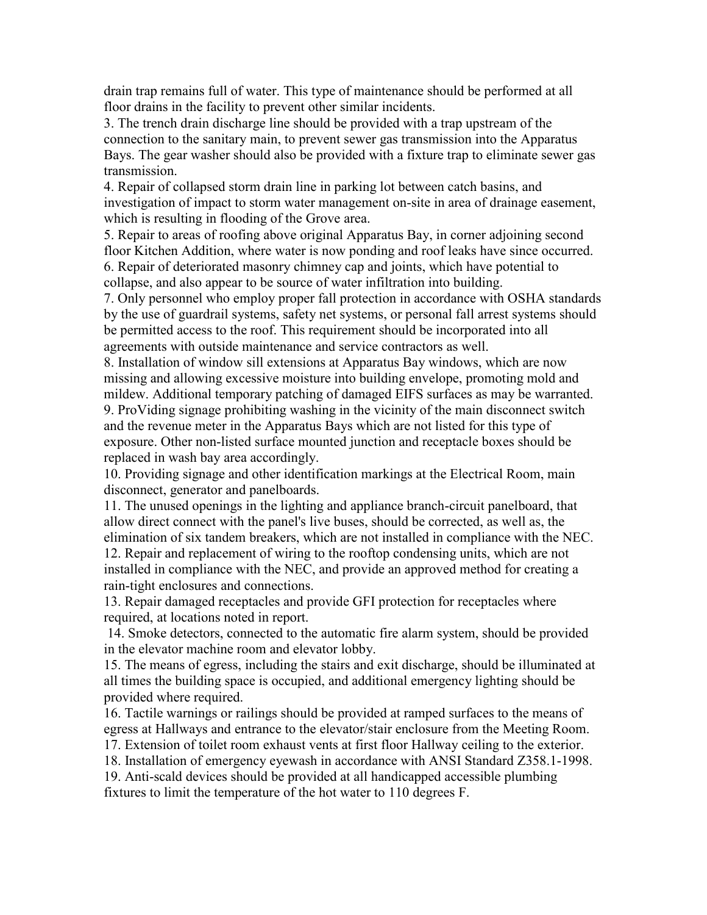drain trap remains full of water. This type of maintenance should be performed at all floor drains in the facility to prevent other similar incidents.

3. The trench drain discharge line should be provided with a trap upstream of the connection to the sanitary main, to prevent sewer gas transmission into the Apparatus Bays. The gear washer should also be provided with a fixture trap to eliminate sewer gas transmission.
4. Repair of collapsed storm drain line in parking lot between catch basins, and investigation of impact to storm water management on-site in area of drainage easement, which is resulting in flooding of the Grove area.
5. Repair to areas of roofing above original Apparatus Bay, in corner adjoining second floor Kitchen Addition, where water is now ponding and roof leaks have since occurred.
6. Repair of deteriorated masonry chimney cap and joints, which have potential to collapse, and also appear to be source of water infiltration into building.
7. Only personnel who employ proper fall protection in accordance with OSHA standards by the use of guardrail systems, safety net systems, or personal fall arrest systems should be permitted access to the roof. This requirement should be incorporated into all agreements with outside maintenance and service contractors as well.
8. Installation of window sill extensions at Apparatus Bay windows, which are now missing and allowing excessive moisture into building envelope, promoting mold and mildew. Additional temporary patching of damaged EIFS surfaces as may be warranted.
9. ProViding signage prohibiting washing in the vicinity of the main disconnect switch and the revenue meter in the Apparatus Bays which are not listed for this type of exposure. Other non-listed surface mounted junction and receptacle boxes should be replaced in wash bay area accordingly.
10. Providing signage and other identification markings at the Electrical Room, main disconnect, generator and panelboards.
11. The unused openings in the lighting and appliance branch-circuit panelboard, that allow direct connect with the panel's live buses, should be corrected, as well as, the elimination of six tandem breakers, which are not installed in compliance with the NEC.
12. Repair and replacement of wiring to the rooftop condensing units, which are not installed in compliance with the NEC, and provide an approved method for creating a rain-tight enclosures and connections.
13. Repair damaged receptacles and provide GFI protection for receptacles where required, at locations noted in report.
14. Smoke detectors, connected to the automatic fire alarm system, should be provided in the elevator machine room and elevator lobby.
15. The means of egress, including the stairs and exit discharge, should be illuminated at all times the building space is occupied, and additional emergency lighting should be provided where required.
16. Tactile warnings or railings should be provided at ramped surfaces to the means of egress at Hallways and entrance to the elevator/stair enclosure from the Meeting Room.
17. Extension of toilet room exhaust vents at first floor Hallway ceiling to the exterior.
18. Installation of emergency eyewash in accordance with ANSI Standard Z358.1-1998.
19. Anti-scald devices should be provided at all handicapped accessible plumbing fixtures to limit the temperature of the hot water to 110 degrees F.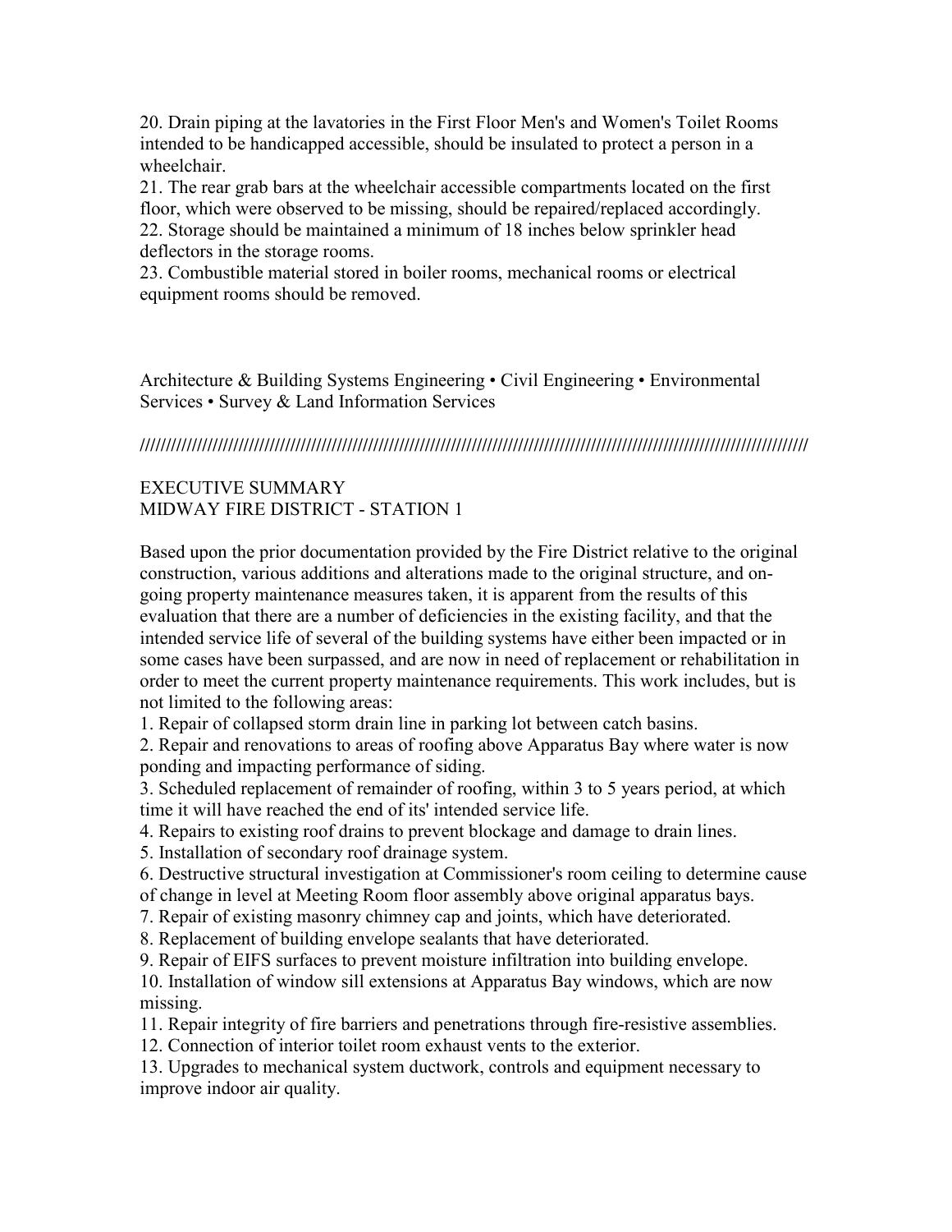20. Drain piping at the lavatories in the First Floor Men's and Women's Toilet Rooms intended to be handicapped accessible, should be insulated to protect a person in a wheelchair.
21. The rear grab bars at the wheelchair accessible compartments located on the first floor, which were observed to be missing, should be repaired/replaced accordingly.
22. Storage should be maintained a minimum of 18 inches below sprinkler head deflectors in the storage rooms.
23. Combustible material stored in boiler rooms, mechanical rooms or electrical equipment rooms should be removed.

Architecture & Building Systems Engineering • Civil Engineering • Environmental Services • Survey & Land Information Services

////////////////////////////////////////////////////////////////////////////////////////////////////////////////////////////////////

## EXECUTIVE SUMMARY
## MIDWAY FIRE DISTRICT - STATION 1

Based upon the prior documentation provided by the Fire District relative to the original construction, various additions and alterations made to the original structure, and on-going property maintenance measures taken, it is apparent from the results of this evaluation that there are a number of deficiencies in the existing facility, and that the intended service life of several of the building systems have either been impacted or in some cases have been surpassed, and are now in need of replacement or rehabilitation in order to meet the current property maintenance requirements. This work includes, but is not limited to the following areas:

1. Repair of collapsed storm drain line in parking lot between catch basins.
2. Repair and renovations to areas of roofing above Apparatus Bay where water is now ponding and impacting performance of siding.
3. Scheduled replacement of remainder of roofing, within 3 to 5 years period, at which time it will have reached the end of its' intended service life.
4. Repairs to existing roof drains to prevent blockage and damage to drain lines.
5. Installation of secondary roof drainage system.
6. Destructive structural investigation at Commissioner's room ceiling to determine cause of change in level at Meeting Room floor assembly above original apparatus bays.
7. Repair of existing masonry chimney cap and joints, which have deteriorated.
8. Replacement of building envelope sealants that have deteriorated.
9. Repair of EIFS surfaces to prevent moisture infiltration into building envelope.
10. Installation of window sill extensions at Apparatus Bay windows, which are now missing.
11. Repair integrity of fire barriers and penetrations through fire-resistive assemblies.
12. Connection of interior toilet room exhaust vents to the exterior.
13. Upgrades to mechanical system ductwork, controls and equipment necessary to improve indoor air quality.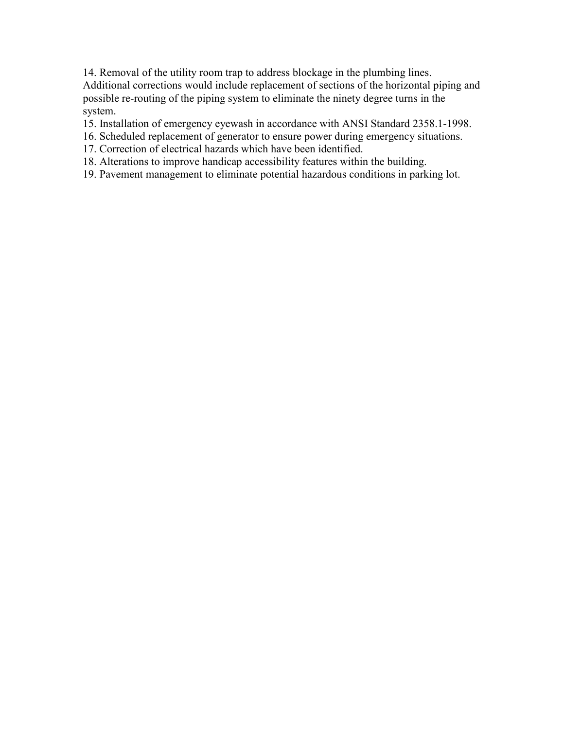14. Removal of the utility room trap to address blockage in the plumbing lines. Additional corrections would include replacement of sections of the horizontal piping and possible re-routing of the piping system to eliminate the ninety degree turns in the system.
15. Installation of emergency eyewash in accordance with ANSI Standard 2358.1-1998.
16. Scheduled replacement of generator to ensure power during emergency situations.
17. Correction of electrical hazards which have been identified.
18. Alterations to improve handicap accessibility features within the building.
19. Pavement management to eliminate potential hazardous conditions in parking lot.